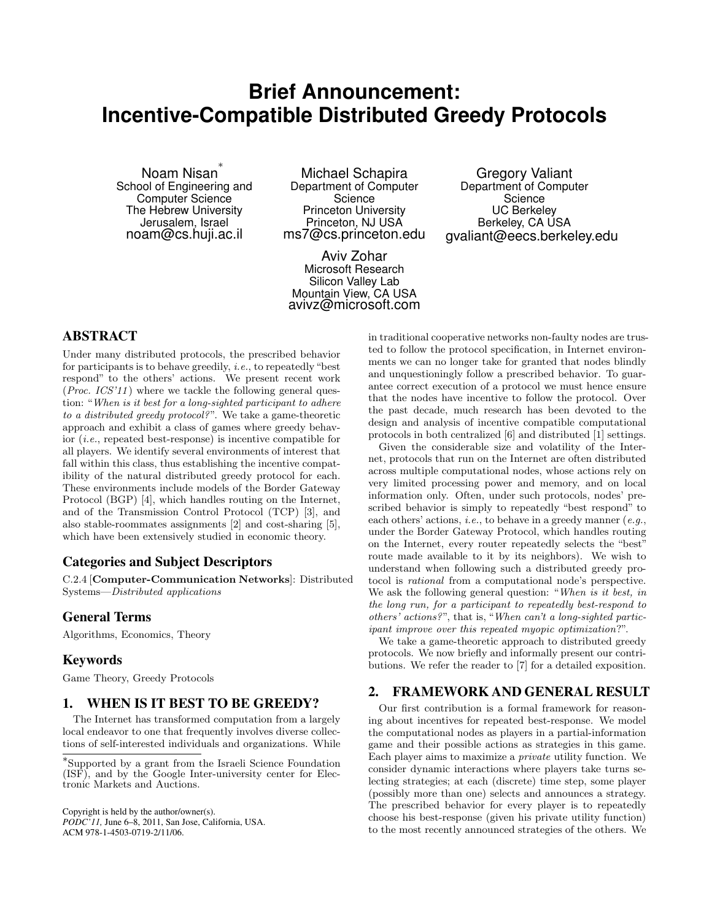# Brief Announcement: Incentive-Compatible Distributed Greedy Protocols

Noam Nisan[*]
School of Engineering and Computer Science
The Hebrew University
Jerusalem, Israel
noam@cs.huji.ac.il

Michael Schapira
Department of Computer Science
Princeton University
Princeton, NJ USA
ms7@cs.princeton.edu

Gregory Valiant
Department of Computer Science
UC Berkeley
Berkeley, CA USA
gvaliant@eecs.berkeley.edu

Aviv Zohar
Microsoft Research
Silicon Valley Lab
Mountain View, CA USA
avivz@microsoft.com

## ABSTRACT

Under many distributed protocols, the prescribed behavior for participants is to behave greedily, *i.e.*, to repeatedly "best respond" to the others' actions. We present recent work (*Proc. ICS'11*) where we tackle the following general question: "*When is it best for a long-sighted participant to adhere to a distributed greedy protocol?*". We take a game-theoretic approach and exhibit a class of games where greedy behavior (*i.e.*, repeated best-response) is incentive compatible for all players. We identify several environments of interest that fall within this class, thus establishing the incentive compatibility of the natural distributed greedy protocol for each. These environments include models of the Border Gateway Protocol (BGP) [4], which handles routing on the Internet, and of the Transmission Control Protocol (TCP) [3], and also stable-roommates assignments [2] and cost-sharing [5], which have been extensively studied in economic theory.

### Categories and Subject Descriptors

C.2.4 [**Computer-Communication Networks**]: Distributed Systems—*Distributed applications*

### General Terms

Algorithms, Economics, Theory

### Keywords

Game Theory, Greedy Protocols

## 1. WHEN IS IT BEST TO BE GREEDY?

The Internet has transformed computation from a largely local endeavor to one that frequently involves diverse collections of self-interested individuals and organizations. While in traditional cooperative networks non-faulty nodes are trusted to follow the protocol specification, in Internet environments we can no longer take for granted that nodes blindly and unquestioningly follow a prescribed behavior. To guarantee correct execution of a protocol we must hence ensure that the nodes have incentive to follow the protocol. Over the past decade, much research has been devoted to the design and analysis of incentive compatible computational protocols in both centralized [6] and distributed [1] settings.

Given the considerable size and volatility of the Internet, protocols that run on the Internet are often distributed across multiple computational nodes, whose actions rely on very limited processing power and memory, and on local information only. Often, under such protocols, nodes' prescribed behavior is simply to repeatedly "best respond" to each others' actions, *i.e.*, to behave in a greedy manner (*e.g.*, under the Border Gateway Protocol, which handles routing on the Internet, every router repeatedly selects the "best" route made available to it by its neighbors). We wish to understand when following such a distributed greedy protocol is *rational* from a computational node's perspective. We ask the following general question: "*When is it best, in the long run, for a participant to repeatedly best-respond to others' actions?*", that is, "*When can't a long-sighted participant improve over this repeated myopic optimization?*".

We take a game-theoretic approach to distributed greedy protocols. We now briefly and informally present our contributions. We refer the reader to [7] for a detailed exposition.

## 2. FRAMEWORK AND GENERAL RESULT

Our first contribution is a formal framework for reasoning about incentives for repeated best-response. We model the computational nodes as players in a partial-information game and their possible actions as strategies in this game. Each player aims to maximize a *private* utility function. We consider dynamic interactions where players take turns selecting strategies; at each (discrete) time step, some player (possibly more than one) selects and announces a strategy. The prescribed behavior for every player is to repeatedly choose his best-response (given his private utility function) to the most recently announced strategies of the others. We

[*]Supported by a grant from the Israeli Science Foundation (ISF), and by the Google Inter-university center for Electronic Markets and Auctions.

Copyright is held by the author/owner(s).
*PODC'11,* June 6–8, 2011, San Jose, California, USA.
ACM 978-1-4503-0719-2/11/06.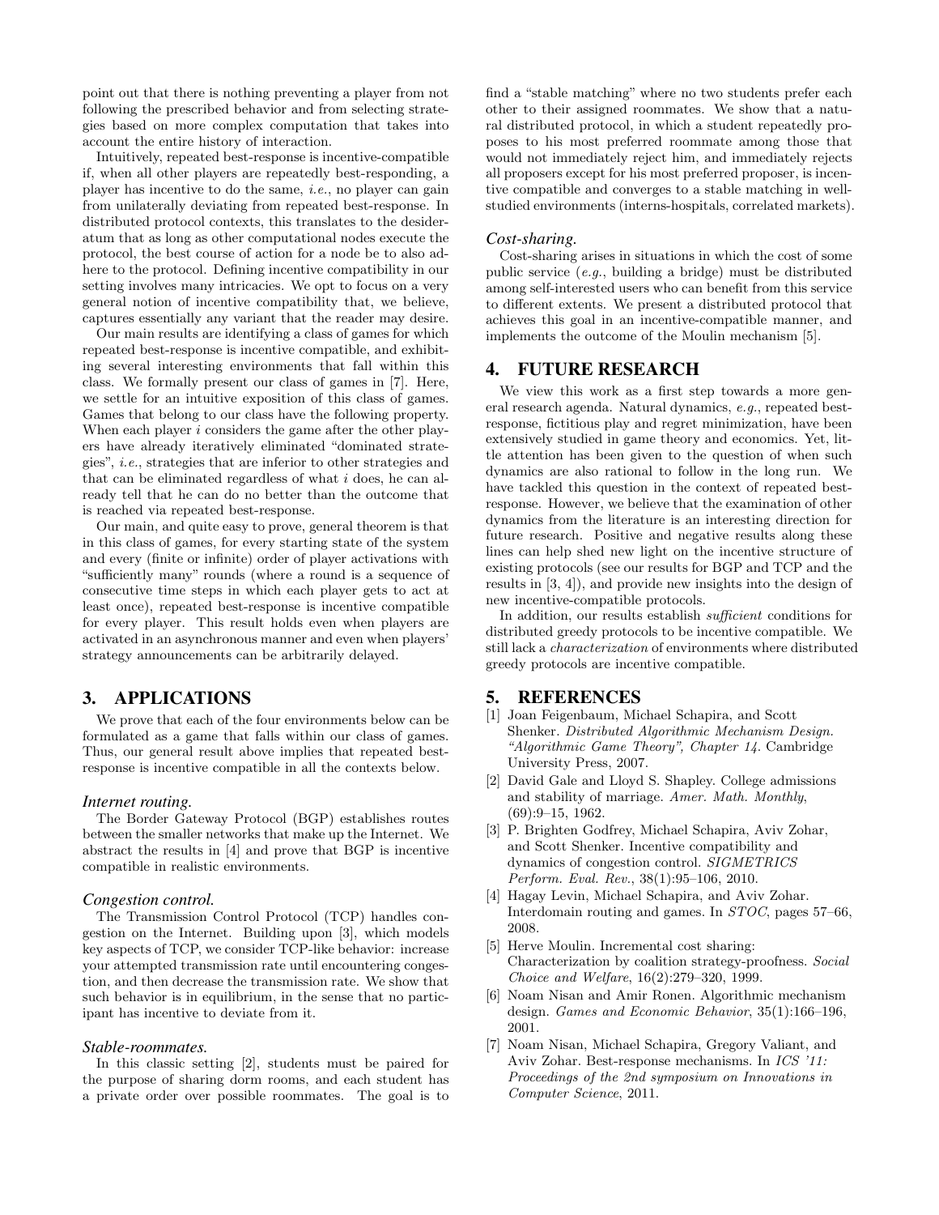point out that there is nothing preventing a player from not following the prescribed behavior and from selecting strategies based on more complex computation that takes into account the entire history of interaction.

Intuitively, repeated best-response is incentive-compatible if, when all other players are repeatedly best-responding, a player has incentive to do the same, *i.e.*, no player can gain from unilaterally deviating from repeated best-response. In distributed protocol contexts, this translates to the desideratum that as long as other computational nodes execute the protocol, the best course of action for a node be to also adhere to the protocol. Defining incentive compatibility in our setting involves many intricacies. We opt to focus on a very general notion of incentive compatibility that, we believe, captures essentially any variant that the reader may desire.

Our main results are identifying a class of games for which repeated best-response is incentive compatible, and exhibiting several interesting environments that fall within this class. We formally present our class of games in [7]. Here, we settle for an intuitive exposition of this class of games. Games that belong to our class have the following property. When each player $i$ considers the game after the other players have already iteratively eliminated "dominated strategies", *i.e.*, strategies that are inferior to other strategies and that can be eliminated regardless of what $i$ does, he can already tell that he can do no better than the outcome that is reached via repeated best-response.

Our main, and quite easy to prove, general theorem is that in this class of games, for every starting state of the system and every (finite or infinite) order of player activations with "sufficiently many" rounds (where a round is a sequence of consecutive time steps in which each player gets to act at least once), repeated best-response is incentive compatible for every player. This result holds even when players are activated in an asynchronous manner and even when players' strategy announcements can be arbitrarily delayed.

## 3. APPLICATIONS

We prove that each of the four environments below can be formulated as a game that falls within our class of games. Thus, our general result above implies that repeated best-response is incentive compatible in all the contexts below.

### *Internet routing.*

The Border Gateway Protocol (BGP) establishes routes between the smaller networks that make up the Internet. We abstract the results in [4] and prove that BGP is incentive compatible in realistic environments.

### *Congestion control.*

The Transmission Control Protocol (TCP) handles congestion on the Internet. Building upon [3], which models key aspects of TCP, we consider TCP-like behavior: increase your attempted transmission rate until encountering congestion, and then decrease the transmission rate. We show that such behavior is in equilibrium, in the sense that no participant has incentive to deviate from it.

### *Stable-roommates.*

In this classic setting [2], students must be paired for the purpose of sharing dorm rooms, and each student has a private order over possible roommates. The goal is to find a "stable matching" where no two students prefer each other to their assigned roommates. We show that a natural distributed protocol, in which a student repeatedly proposes to his most preferred roommate among those that would not immediately reject him, and immediately rejects all proposers except for his most preferred proposer, is incentive compatible and converges to a stable matching in well-studied environments (interns-hospitals, correlated markets).

### *Cost-sharing.*

Cost-sharing arises in situations in which the cost of some public service (*e.g.*, building a bridge) must be distributed among self-interested users who can benefit from this service to different extents. We present a distributed protocol that achieves this goal in an incentive-compatible manner, and implements the outcome of the Moulin mechanism [5].

## 4. FUTURE RESEARCH

We view this work as a first step towards a more general research agenda. Natural dynamics, *e.g.*, repeated best-response, fictitious play and regret minimization, have been extensively studied in game theory and economics. Yet, little attention has been given to the question of when such dynamics are also rational to follow in the long run. We have tackled this question in the context of repeated best-response. However, we believe that the examination of other dynamics from the literature is an interesting direction for future research. Positive and negative results along these lines can help shed new light on the incentive structure of existing protocols (see our results for BGP and TCP and the results in [3, 4]), and provide new insights into the design of new incentive-compatible protocols.

In addition, our results establish *sufficient* conditions for distributed greedy protocols to be incentive compatible. We still lack a *characterization* of environments where distributed greedy protocols are incentive compatible.

## 5. REFERENCES

[1] Joan Feigenbaum, Michael Schapira, and Scott Shenker. *Distributed Algorithmic Mechanism Design. "Algorithmic Game Theory", Chapter 14*. Cambridge University Press, 2007.

[2] David Gale and Lloyd S. Shapley. College admissions and stability of marriage. *Amer. Math. Monthly*, (69):9–15, 1962.

[3] P. Brighten Godfrey, Michael Schapira, Aviv Zohar, and Scott Shenker. Incentive compatibility and dynamics of congestion control. *SIGMETRICS Perform. Eval. Rev.*, 38(1):95–106, 2010.

[4] Hagay Levin, Michael Schapira, and Aviv Zohar. Interdomain routing and games. In *STOC*, pages 57–66, 2008.

[5] Herve Moulin. Incremental cost sharing: Characterization by coalition strategy-proofness. *Social Choice and Welfare*, 16(2):279–320, 1999.

[6] Noam Nisan and Amir Ronen. Algorithmic mechanism design. *Games and Economic Behavior*, 35(1):166–196, 2001.

[7] Noam Nisan, Michael Schapira, Gregory Valiant, and Aviv Zohar. Best-response mechanisms. In *ICS '11: Proceedings of the 2nd symposium on Innovations in Computer Science*, 2011.